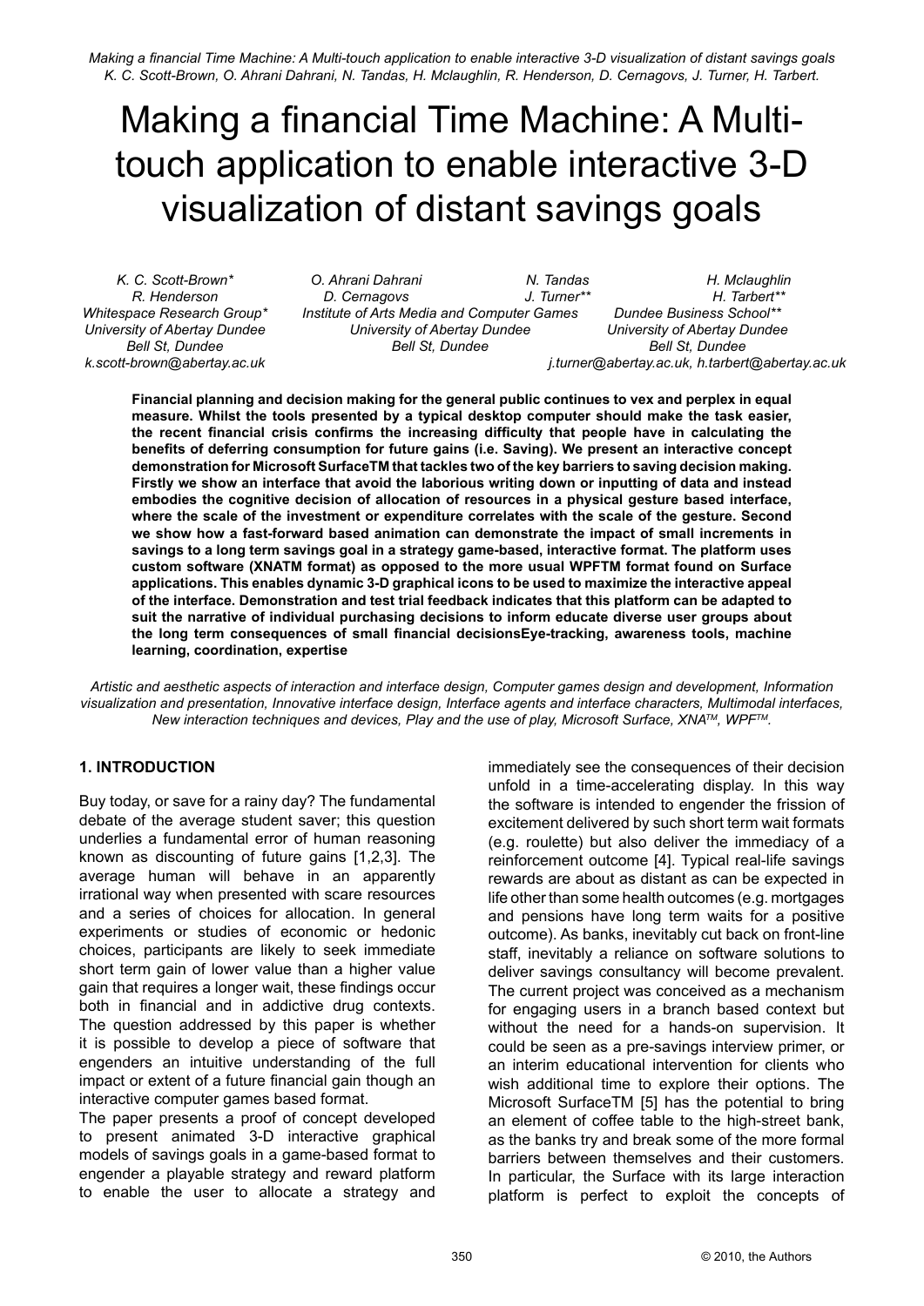# Making a financial Time Machine: A Multi-touch application to enable interactive 3-D visualization of distant savings goals

*K. C. Scott-Brown\**
*R. Henderson*
*Whitespace Research Group\**
*University of Abertay Dundee*
*Bell St, Dundee*
*k.scott-brown@abertay.ac.uk*

*O. Ahrani Dahrani*
*D. Cernagovs*
*Institute of Arts Media and Computer Games*
*University of Abertay Dundee*
*Bell St, Dundee*

*N. Tandas*
*J. Turner\*\**

*H. Mclaughlin*
*H. Tarbert\*\**
*Dundee Business School\*\**
*University of Abertay Dundee*
*Bell St, Dundee*
*j.turner@abertay.ac.uk, h.tarbert@abertay.ac.uk*

**Financial planning and decision making for the general public continues to vex and perplex in equal measure. Whilst the tools presented by a typical desktop computer should make the task easier, the recent financial crisis confirms the increasing difficulty that people have in calculating the benefits of deferring consumption for future gains (i.e. Saving). We present an interactive concept demonstration for Microsoft SurfaceTM that tackles two of the key barriers to saving decision making. Firstly we show an interface that avoid the laborious writing down or inputting of data and instead embodies the cognitive decision of allocation of resources in a physical gesture based interface, where the scale of the investment or expenditure correlates with the scale of the gesture. Second we show how a fast-forward based animation can demonstrate the impact of small increments in savings to a long term savings goal in a strategy game-based, interactive format. The platform uses custom software (XNATM format) as opposed to the more usual WPFTM format found on Surface applications. This enables dynamic 3-D graphical icons to be used to maximize the interactive appeal of the interface. Demonstration and test trial feedback indicates that this platform can be adapted to suit the narrative of individual purchasing decisions to inform educate diverse user groups about the long term consequences of small financial decisionsEye-tracking, awareness tools, machine learning, coordination, expertise**

*Artistic and aesthetic aspects of interaction and interface design, Computer games design and development, Information visualization and presentation, Innovative interface design, Interface agents and interface characters, Multimodal interfaces, New interaction techniques and devices, Play and the use of play, Microsoft Surface, XNA<sup>TM</sup>, WPF<sup>TM</sup>.*

## 1. INTRODUCTION

Buy today, or save for a rainy day? The fundamental debate of the average student saver; this question underlies a fundamental error of human reasoning known as discounting of future gains [1,2,3]. The average human will behave in an apparently irrational way when presented with scare resources and a series of choices for allocation. In general experiments or studies of economic or hedonic choices, participants are likely to seek immediate short term gain of lower value than a higher value gain that requires a longer wait, these findings occur both in financial and in addictive drug contexts. The question addressed by this paper is whether it is possible to develop a piece of software that engenders an intuitive understanding of the full impact or extent of a future financial gain though an interactive computer games based format.

The paper presents a proof of concept developed to present animated 3-D interactive graphical models of savings goals in a game-based format to engender a playable strategy and reward platform to enable the user to allocate a strategy and immediately see the consequences of their decision unfold in a time-accelerating display. In this way the software is intended to engender the frission of excitement delivered by such short term wait formats (e.g. roulette) but also deliver the immediacy of a reinforcement outcome [4]. Typical real-life savings rewards are about as distant as can be expected in life other than some health outcomes (e.g. mortgages and pensions have long term waits for a positive outcome). As banks, inevitably cut back on front-line staff, inevitably a reliance on software solutions to deliver savings consultancy will become prevalent. The current project was conceived as a mechanism for engaging users in a branch based context but without the need for a hands-on supervision. It could be seen as a pre-savings interview primer, or an interim educational intervention for clients who wish additional time to explore their options. The Microsoft SurfaceTM [5] has the potential to bring an element of coffee table to the high-street bank, as the banks try and break some of the more formal barriers between themselves and their customers. In particular, the Surface with its large interaction platform is perfect to exploit the concepts of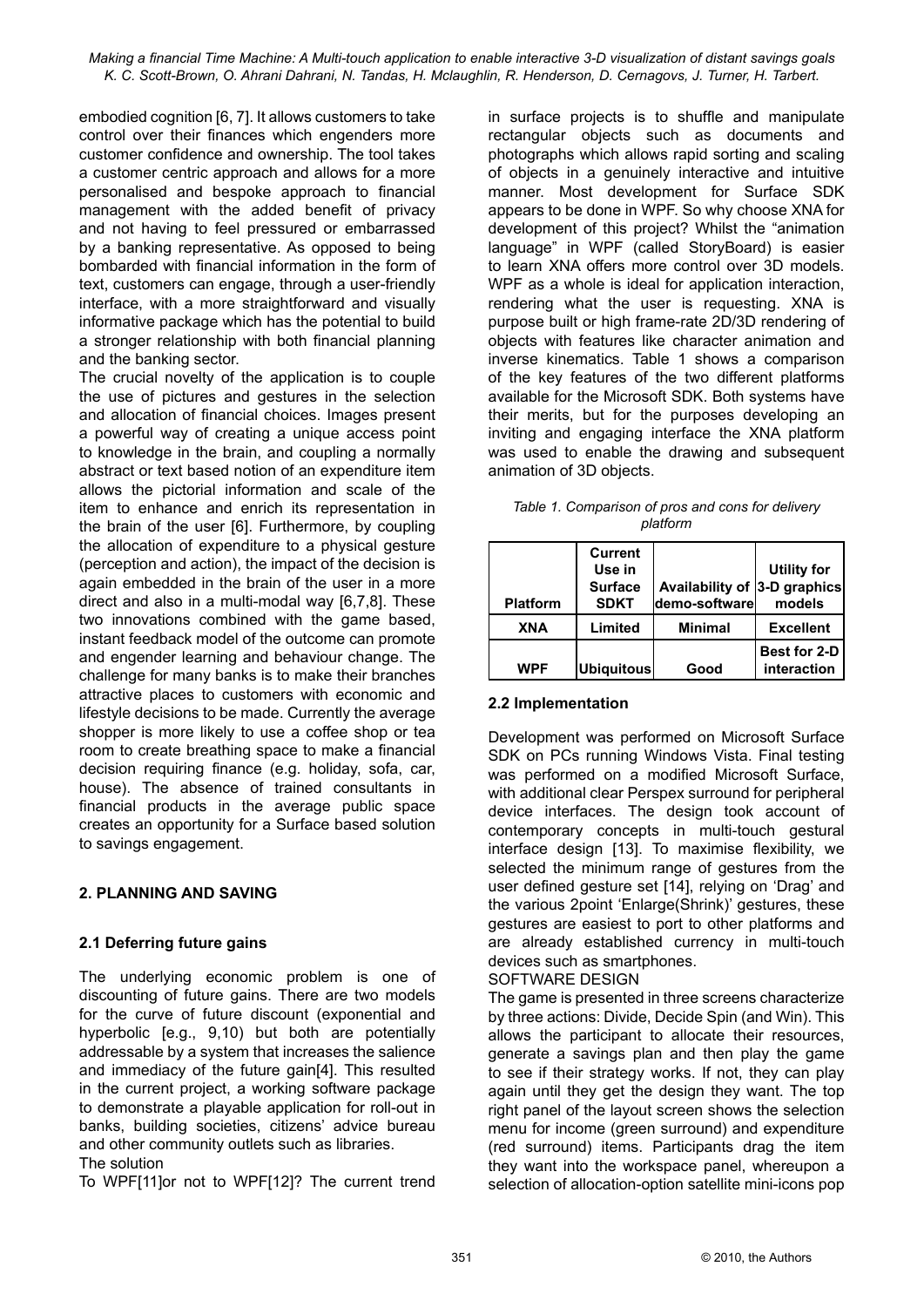embodied cognition [6, 7]. It allows customers to take control over their finances which engenders more customer confidence and ownership. The tool takes a customer centric approach and allows for a more personalised and bespoke approach to financial management with the added benefit of privacy and not having to feel pressured or embarrassed by a banking representative. As opposed to being bombarded with financial information in the form of text, customers can engage, through a user-friendly interface, with a more straightforward and visually informative package which has the potential to build a stronger relationship with both financial planning and the banking sector.

The crucial novelty of the application is to couple the use of pictures and gestures in the selection and allocation of financial choices. Images present a powerful way of creating a unique access point to knowledge in the brain, and coupling a normally abstract or text based notion of an expenditure item allows the pictorial information and scale of the item to enhance and enrich its representation in the brain of the user [6]. Furthermore, by coupling the allocation of expenditure to a physical gesture (perception and action), the impact of the decision is again embedded in the brain of the user in a more direct and also in a multi-modal way [6,7,8]. These two innovations combined with the game based, instant feedback model of the outcome can promote and engender learning and behaviour change. The challenge for many banks is to make their branches attractive places to customers with economic and lifestyle decisions to be made. Currently the average shopper is more likely to use a coffee shop or tea room to create breathing space to make a financial decision requiring finance (e.g. holiday, sofa, car, house). The absence of trained consultants in financial products in the average public space creates an opportunity for a Surface based solution to savings engagement.

## 2. PLANNING AND SAVING

### 2.1 Deferring future gains

The underlying economic problem is one of discounting of future gains. There are two models for the curve of future discount (exponential and hyperbolic [e.g., 9,10) but both are potentially addressable by a system that increases the salience and immediacy of the future gain[4]. This resulted in the current project, a working software package to demonstrate a playable application for roll-out in banks, building societies, citizens' advice bureau and other community outlets such as libraries.

The solution

To WPF[11]or not to WPF[12]? The current trend in surface projects is to shuffle and manipulate rectangular objects such as documents and photographs which allows rapid sorting and scaling of objects in a genuinely interactive and intuitive manner. Most development for Surface SDK appears to be done in WPF. So why choose XNA for development of this project? Whilst the "animation language" in WPF (called StoryBoard) is easier to learn XNA offers more control over 3D models. WPF as a whole is ideal for application interaction, rendering what the user is requesting. XNA is purpose built or high frame-rate 2D/3D rendering of objects with features like character animation and inverse kinematics. Table 1 shows a comparison of the key features of the two different platforms available for the Microsoft SDK. Both systems have their merits, but for the purposes developing an inviting and engaging interface the XNA platform was used to enable the drawing and subsequent animation of 3D objects.

*Table 1. Comparison of pros and cons for delivery platform*

| Platform | Current Use in Surface SDKT | Availability of demo-software | Utility for 3-D graphics models |
|---|---|---|---|
| XNA | Limited | Minimal | Excellent |
| WPF | Ubiquitous | Good | Best for 2-D interaction |

### 2.2 Implementation

Development was performed on Microsoft Surface SDK on PCs running Windows Vista. Final testing was performed on a modified Microsoft Surface, with additional clear Perspex surround for peripheral device interfaces. The design took account of contemporary concepts in multi-touch gestural interface design [13]. To maximise flexibility, we selected the minimum range of gestures from the user defined gesture set [14], relying on 'Drag' and the various 2point 'Enlarge(Shrink)' gestures, these gestures are easiest to port to other platforms and are already established currency in multi-touch devices such as smartphones.

SOFTWARE DESIGN

The game is presented in three screens characterize by three actions: Divide, Decide Spin (and Win). This allows the participant to allocate their resources, generate a savings plan and then play the game to see if their strategy works. If not, they can play again until they get the design they want. The top right panel of the layout screen shows the selection menu for income (green surround) and expenditure (red surround) items. Participants drag the item they want into the workspace panel, whereupon a selection of allocation-option satellite mini-icons pop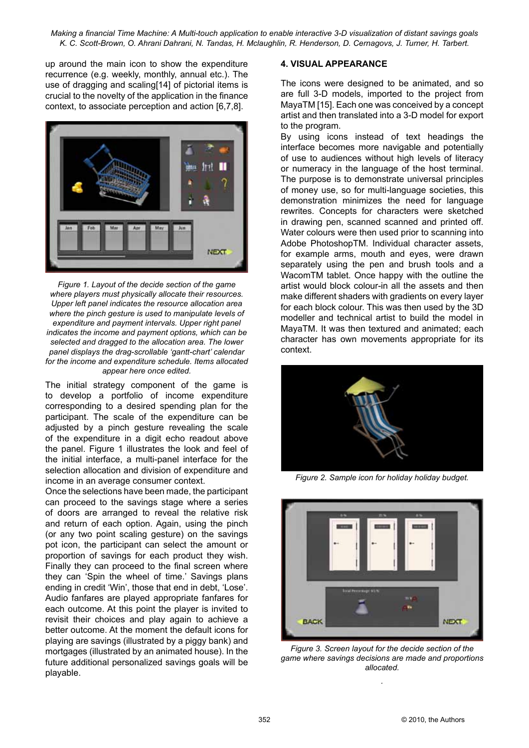up around the main icon to show the expenditure recurrence (e.g. weekly, monthly, annual etc.). The use of dragging and scaling[14] of pictorial items is crucial to the novelty of the application in the finance context, to associate perception and action [6,7,8].

*Figure 1. Layout of the decide section of the game where players must physically allocate their resources. Upper left panel indicates the resource allocation area where the pinch gesture is used to manipulate levels of expenditure and payment intervals. Upper right panel indicates the income and payment options, which can be selected and dragged to the allocation area. The lower panel displays the drag-scrollable 'gantt-chart' calendar for the income and expenditure schedule. Items allocated appear here once edited.*

The initial strategy component of the game is to develop a portfolio of income expenditure corresponding to a desired spending plan for the participant. The scale of the expenditure can be adjusted by a pinch gesture revealing the scale of the expenditure in a digit echo readout above the panel. Figure 1 illustrates the look and feel of the initial interface, a multi-panel interface for the selection allocation and division of expenditure and income in an average consumer context.

Once the selections have been made, the participant can proceed to the savings stage where a series of doors are arranged to reveal the relative risk and return of each option. Again, using the pinch (or any two point scaling gesture) on the savings pot icon, the participant can select the amount or proportion of savings for each product they wish. Finally they can proceed to the final screen where they can 'Spin the wheel of time.' Savings plans ending in credit 'Win', those that end in debt, 'Lose'. Audio fanfares are played appropriate fanfares for each outcome. At this point the player is invited to revisit their choices and play again to achieve a better outcome. At the moment the default icons for playing are savings (illustrated by a piggy bank) and mortgages (illustrated by an animated house). In the future additional personalized savings goals will be playable.

## 4. VISUAL APPEARANCE

The icons were designed to be animated, and so are full 3-D models, imported to the project from MayaTM [15]. Each one was conceived by a concept artist and then translated into a 3-D model for export to the program.

By using icons instead of text headings the interface becomes more navigable and potentially of use to audiences without high levels of literacy or numeracy in the language of the host terminal. The purpose is to demonstrate universal principles of money use, so for multi-language societies, this demonstration minimizes the need for language rewrites. Concepts for characters were sketched in drawing pen, scanned scanned and printed off. Water colours were then used prior to scanning into Adobe PhotoshopTM. Individual character assets, for example arms, mouth and eyes, were drawn separately using the pen and brush tools and a WacomTM tablet. Once happy with the outline the artist would block colour-in all the assets and then make different shaders with gradients on every layer for each block colour. This was then used by the 3D modeller and technical artist to build the model in MayaTM. It was then textured and animated; each character has own movements appropriate for its context.

*Figure 2. Sample icon for holiday holiday budget.*

*Figure 3. Screen layout for the decide section of the game where savings decisions are made and proportions allocated.*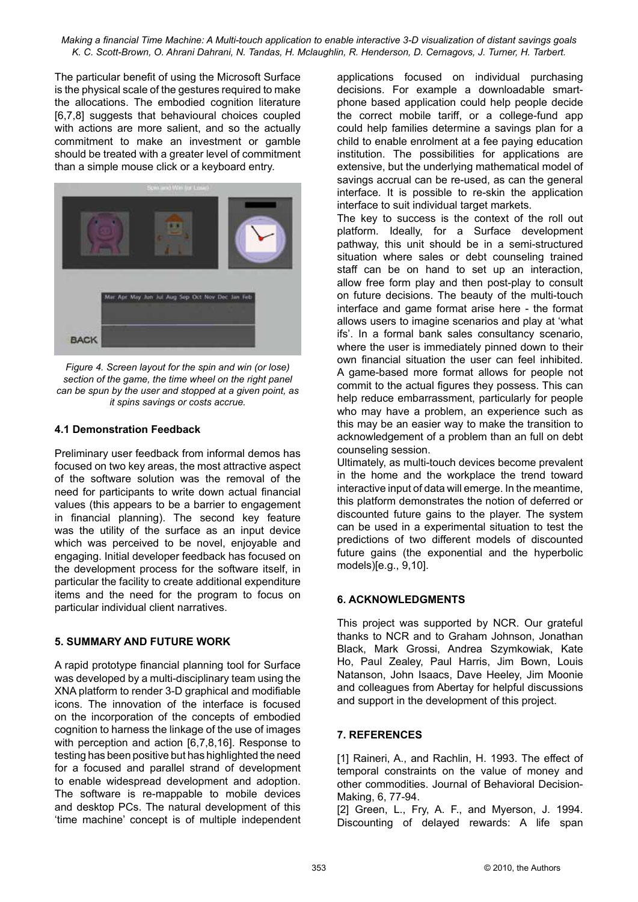The particular benefit of using the Microsoft Surface is the physical scale of the gestures required to make the allocations. The embodied cognition literature [6,7,8] suggests that behavioural choices coupled with actions are more salient, and so the actually commitment to make an investment or gamble should be treated with a greater level of commitment than a simple mouse click or a keyboard entry.

*Figure 4. Screen layout for the spin and win (or lose) section of the game, the time wheel on the right panel can be spun by the user and stopped at a given point, as it spins savings or costs accrue.*

### 4.1 Demonstration Feedback

Preliminary user feedback from informal demos has focused on two key areas, the most attractive aspect of the software solution was the removal of the need for participants to write down actual financial values (this appears to be a barrier to engagement in financial planning). The second key feature was the utility of the surface as an input device which was perceived to be novel, enjoyable and engaging. Initial developer feedback has focused on the development process for the software itself, in particular the facility to create additional expenditure items and the need for the program to focus on particular individual client narratives.

## 5. SUMMARY AND FUTURE WORK

A rapid prototype financial planning tool for Surface was developed by a multi-disciplinary team using the XNA platform to render 3-D graphical and modifiable icons. The innovation of the interface is focused on the incorporation of the concepts of embodied cognition to harness the linkage of the use of images with perception and action [6,7,8,16]. Response to testing has been positive but has highlighted the need for a focused and parallel strand of development to enable widespread development and adoption. The software is re-mappable to mobile devices and desktop PCs. The natural development of this 'time machine' concept is of multiple independent applications focused on individual purchasing decisions. For example a downloadable smart-phone based application could help people decide the correct mobile tariff, or a college-fund app could help families determine a savings plan for a child to enable enrolment at a fee paying education institution. The possibilities for applications are extensive, but the underlying mathematical model of savings accrual can be re-used, as can the general interface. It is possible to re-skin the application interface to suit individual target markets.

The key to success is the context of the roll out platform. Ideally, for a Surface development pathway, this unit should be in a semi-structured situation where sales or debt counseling trained staff can be on hand to set up an interaction, allow free form play and then post-play to consult on future decisions. The beauty of the multi-touch interface and game format arise here - the format allows users to imagine scenarios and play at 'what ifs'. In a formal bank sales consultancy scenario, where the user is immediately pinned down to their own financial situation the user can feel inhibited. A game-based more format allows for people not commit to the actual figures they possess. This can help reduce embarrassment, particularly for people who may have a problem, an experience such as this may be an easier way to make the transition to acknowledgement of a problem than an full on debt counseling session.

Ultimately, as multi-touch devices become prevalent in the home and the workplace the trend toward interactive input of data will emerge. In the meantime, this platform demonstrates the notion of deferred or discounted future gains to the player. The system can be used in a experimental situation to test the predictions of two different models of discounted future gains (the exponential and the hyperbolic models)[e.g., 9,10].

## 6. ACKNOWLEDGMENTS

This project was supported by NCR. Our grateful thanks to NCR and to Graham Johnson, Jonathan Black, Mark Grossi, Andrea Szymkowiak, Kate Ho, Paul Zealey, Paul Harris, Jim Bown, Louis Natanson, John Isaacs, Dave Heeley, Jim Moonie and colleagues from Abertay for helpful discussions and support in the development of this project.

## 7. REFERENCES

[1] Raineri, A., and Rachlin, H. 1993. The effect of temporal constraints on the value of money and other commodities. Journal of Behavioral Decision-Making, 6, 77-94.

[2] Green, L., Fry, A. F., and Myerson, J. 1994. Discounting of delayed rewards: A life span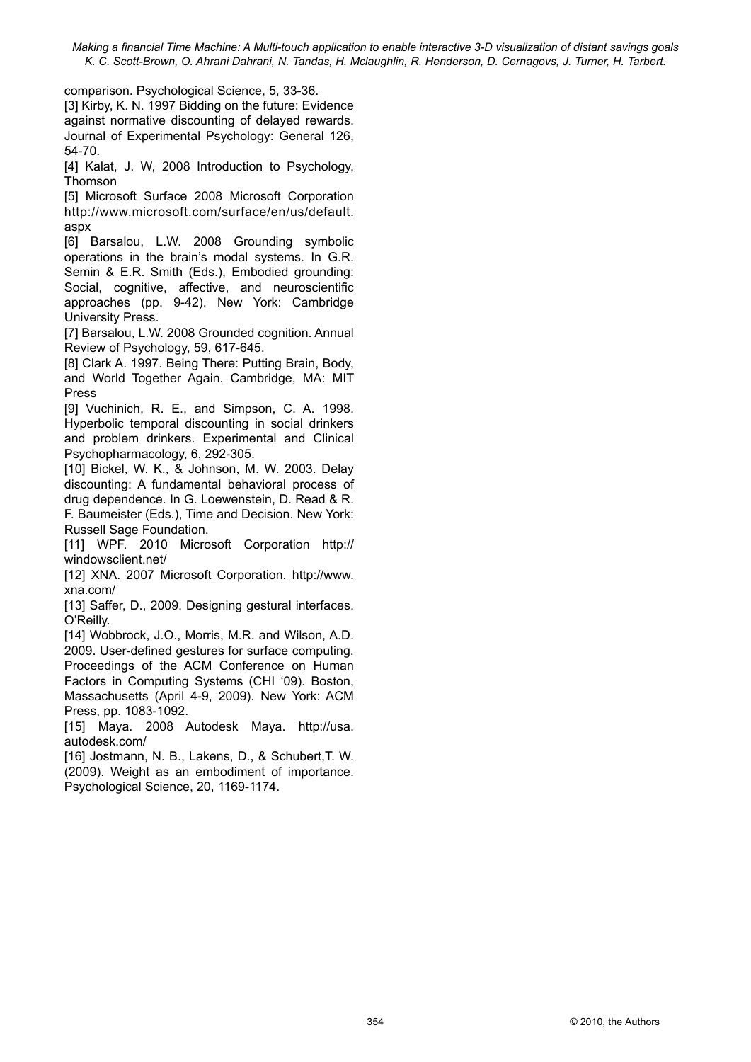comparison. Psychological Science, 5, 33-36.

[3] Kirby, K. N. 1997 Bidding on the future: Evidence against normative discounting of delayed rewards. Journal of Experimental Psychology: General 126, 54-70.

[4] Kalat, J. W, 2008 Introduction to Psychology, Thomson

[5] Microsoft Surface 2008 Microsoft Corporation http://www.microsoft.com/surface/en/us/default.aspx

[6] Barsalou, L.W. 2008 Grounding symbolic operations in the brain's modal systems. In G.R. Semin & E.R. Smith (Eds.), Embodied grounding: Social, cognitive, affective, and neuroscientific approaches (pp. 9-42). New York: Cambridge University Press.

[7] Barsalou, L.W. 2008 Grounded cognition. Annual Review of Psychology, 59, 617-645.

[8] Clark A. 1997. Being There: Putting Brain, Body, and World Together Again. Cambridge, MA: MIT Press

[9] Vuchinich, R. E., and Simpson, C. A. 1998. Hyperbolic temporal discounting in social drinkers and problem drinkers. Experimental and Clinical Psychopharmacology, 6, 292-305.

[10] Bickel, W. K., & Johnson, M. W. 2003. Delay discounting: A fundamental behavioral process of drug dependence. In G. Loewenstein, D. Read & R. F. Baumeister (Eds.), Time and Decision. New York: Russell Sage Foundation.

[11] WPF. 2010 Microsoft Corporation http://windowsclient.net/

[12] XNA. 2007 Microsoft Corporation. http://www.xna.com/

[13] Saffer, D., 2009. Designing gestural interfaces. O'Reilly.

[14] Wobbrock, J.O., Morris, M.R. and Wilson, A.D. 2009. User-defined gestures for surface computing. Proceedings of the ACM Conference on Human Factors in Computing Systems (CHI '09). Boston, Massachusetts (April 4-9, 2009). New York: ACM Press, pp. 1083-1092.

[15] Maya. 2008 Autodesk Maya. http://usa.autodesk.com/

[16] Jostmann, N. B., Lakens, D., & Schubert,T. W. (2009). Weight as an embodiment of importance. Psychological Science, 20, 1169-1174.